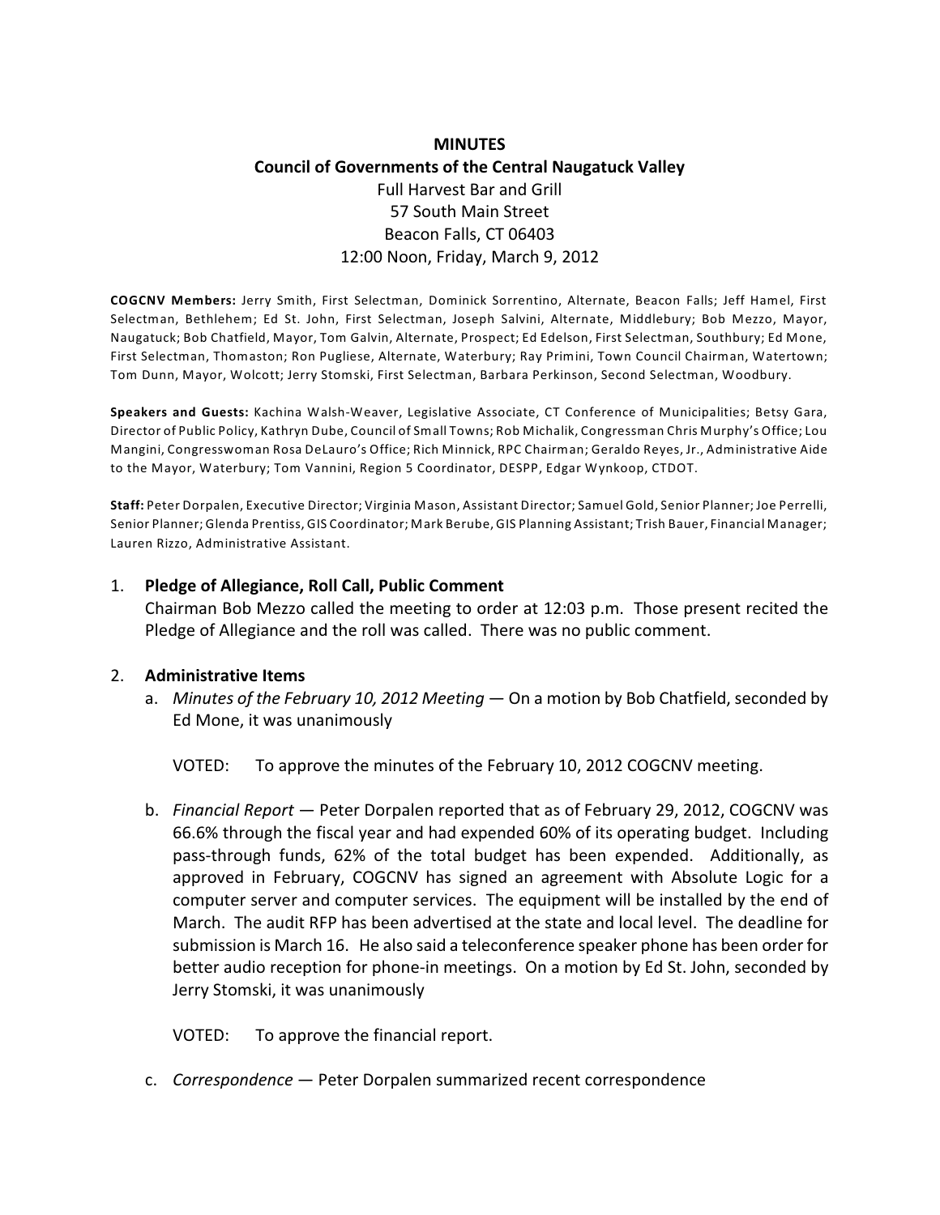**MINUTES**

**Council of Governments of the Central Naugatuck Valley**

Full Harvest Bar and Grill
57 South Main Street
Beacon Falls, CT 06403
12:00 Noon, Friday, March 9, 2012

**COGCNV Members:** Jerry Smith, First Selectman, Dominick Sorrentino, Alternate, Beacon Falls; Jeff Hamel, First Selectman, Bethlehem; Ed St. John, First Selectman, Joseph Salvini, Alternate, Middlebury; Bob Mezzo, Mayor, Naugatuck; Bob Chatfield, Mayor, Tom Galvin, Alternate, Prospect; Ed Edelson, First Selectman, Southbury; Ed Mone, First Selectman, Thomaston; Ron Pugliese, Alternate, Waterbury; Ray Primini, Town Council Chairman, Watertown; Tom Dunn, Mayor, Wolcott; Jerry Stomski, First Selectman, Barbara Perkinson, Second Selectman, Woodbury.

**Speakers and Guests:** Kachina Walsh-Weaver, Legislative Associate, CT Conference of Municipalities; Betsy Gara, Director of Public Policy, Kathryn Dube, Council of Small Towns; Rob Michalik, Congressman Chris Murphy's Office; Lou Mangini, Congresswoman Rosa DeLauro's Office; Rich Minnick, RPC Chairman; Geraldo Reyes, Jr., Administrative Aide to the Mayor, Waterbury; Tom Vannini, Region 5 Coordinator, DESPP, Edgar Wynkoop, CTDOT.

**Staff:** Peter Dorpalen, Executive Director; Virginia Mason, Assistant Director; Samuel Gold, Senior Planner; Joe Perrelli, Senior Planner; Glenda Prentiss, GIS Coordinator; Mark Berube, GIS Planning Assistant; Trish Bauer, Financial Manager; Lauren Rizzo, Administrative Assistant.

1. **Pledge of Allegiance, Roll Call, Public Comment**
   Chairman Bob Mezzo called the meeting to order at 12:03 p.m. Those present recited the Pledge of Allegiance and the roll was called. There was no public comment.

2. **Administrative Items**
   a. *Minutes of the February 10, 2012 Meeting* — On a motion by Bob Chatfield, seconded by Ed Mone, it was unanimously

      VOTED: To approve the minutes of the February 10, 2012 COGCNV meeting.

   b. *Financial Report* — Peter Dorpalen reported that as of February 29, 2012, COGCNV was 66.6% through the fiscal year and had expended 60% of its operating budget. Including pass-through funds, 62% of the total budget has been expended. Additionally, as approved in February, COGCNV has signed an agreement with Absolute Logic for a computer server and computer services. The equipment will be installed by the end of March. The audit RFP has been advertised at the state and local level. The deadline for submission is March 16. He also said a teleconference speaker phone has been order for better audio reception for phone-in meetings. On a motion by Ed St. John, seconded by Jerry Stomski, it was unanimously

      VOTED: To approve the financial report.

   c. *Correspondence* — Peter Dorpalen summarized recent correspondence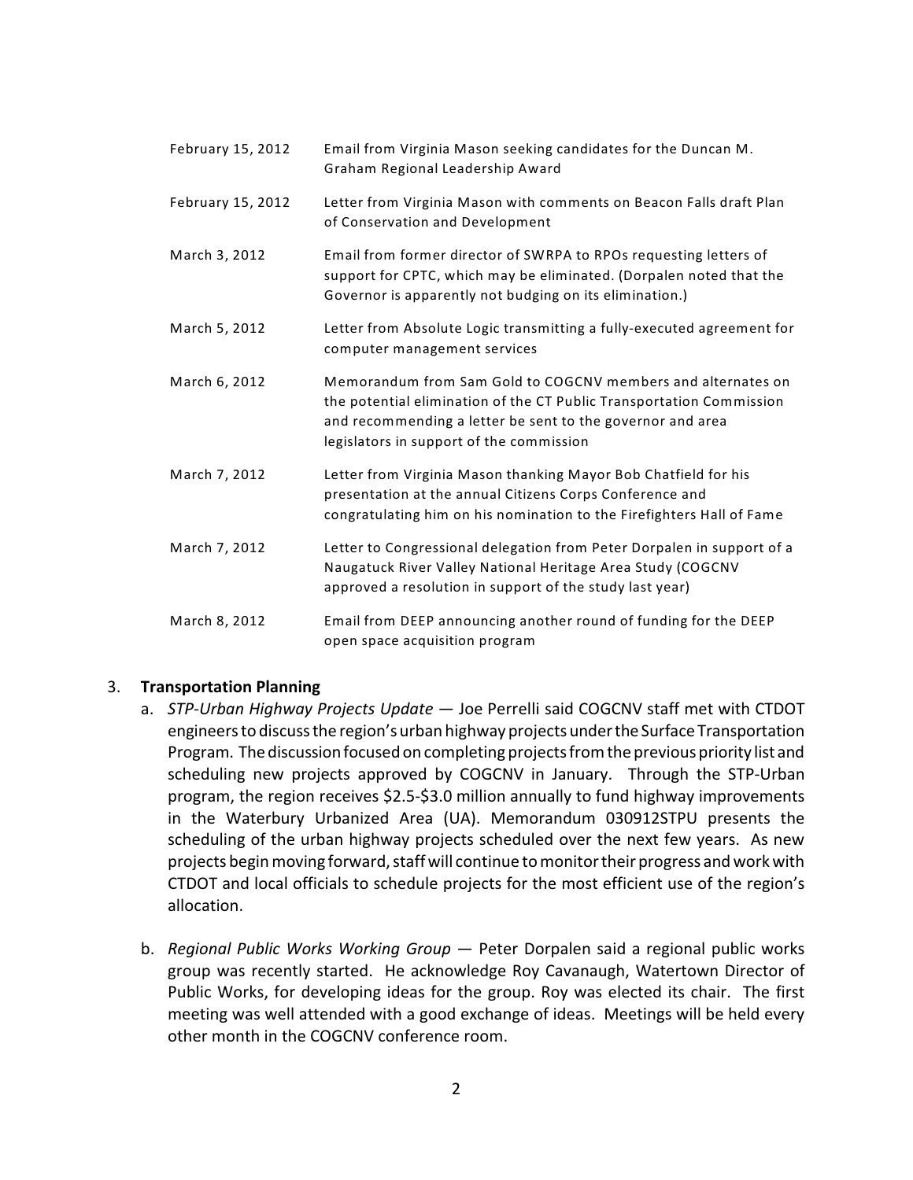| | |
|---|---|
| February 15, 2012 | Email from Virginia Mason seeking candidates for the Duncan M. Graham Regional Leadership Award |
| February 15, 2012 | Letter from Virginia Mason with comments on Beacon Falls draft Plan of Conservation and Development |
| March 3, 2012 | Email from former director of SWRPA to RPOs requesting letters of support for CPTC, which may be eliminated. (Dorpalen noted that the Governor is apparently not budging on its elimination.) |
| March 5, 2012 | Letter from Absolute Logic transmitting a fully-executed agreement for computer management services |
| March 6, 2012 | Memorandum from Sam Gold to COGCNV members and alternates on the potential elimination of the CT Public Transportation Commission and recommending a letter be sent to the governor and area legislators in support of the commission |
| March 7, 2012 | Letter from Virginia Mason thanking Mayor Bob Chatfield for his presentation at the annual Citizens Corps Conference and congratulating him on his nomination to the Firefighters Hall of Fame |
| March 7, 2012 | Letter to Congressional delegation from Peter Dorpalen in support of a Naugatuck River Valley National Heritage Area Study (COGCNV approved a resolution in support of the study last year) |
| March 8, 2012 | Email from DEEP announcing another round of funding for the DEEP open space acquisition program |

3. **Transportation Planning**
   a. *STP-Urban Highway Projects Update* — Joe Perrelli said COGCNV staff met with CTDOT engineers to discuss the region's urban highway projects under the Surface Transportation Program. The discussion focused on completing projects from the previous priority list and scheduling new projects approved by COGCNV in January. Through the STP-Urban program, the region receives $2.5-$3.0 million annually to fund highway improvements in the Waterbury Urbanized Area (UA). Memorandum 030912STPU presents the scheduling of the urban highway projects scheduled over the next few years. As new projects begin moving forward, staff will continue to monitor their progress and work with CTDOT and local officials to schedule projects for the most efficient use of the region's allocation.

   b. *Regional Public Works Working Group* — Peter Dorpalen said a regional public works group was recently started. He acknowledge Roy Cavanaugh, Watertown Director of Public Works, for developing ideas for the group. Roy was elected its chair. The first meeting was well attended with a good exchange of ideas. Meetings will be held every other month in the COGCNV conference room.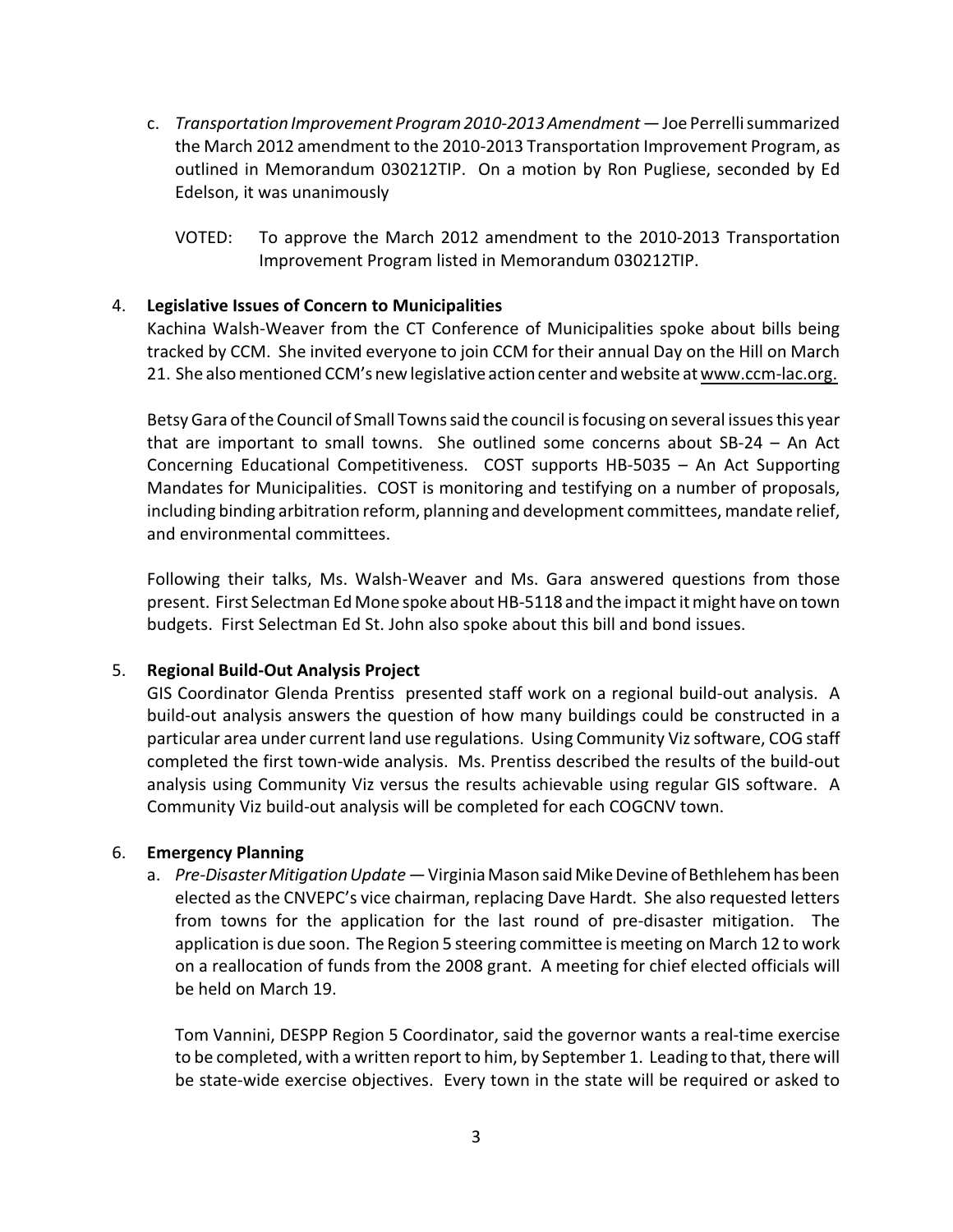c. *Transportation Improvement Program 2010-2013 Amendment* — Joe Perrelli summarized the March 2012 amendment to the 2010-2013 Transportation Improvement Program, as outlined in Memorandum 030212TIP. On a motion by Ron Pugliese, seconded by Ed Edelson, it was unanimously

   VOTED: To approve the March 2012 amendment to the 2010-2013 Transportation Improvement Program listed in Memorandum 030212TIP.

4. **Legislative Issues of Concern to Municipalities**

   Kachina Walsh-Weaver from the CT Conference of Municipalities spoke about bills being tracked by CCM. She invited everyone to join CCM for their annual Day on the Hill on March 21. She also mentioned CCM's new legislative action center and website at www.ccm-lac.org.

   Betsy Gara of the Council of Small Towns said the council is focusing on several issues this year that are important to small towns. She outlined some concerns about SB-24 – An Act Concerning Educational Competitiveness. COST supports HB-5035 – An Act Supporting Mandates for Municipalities. COST is monitoring and testifying on a number of proposals, including binding arbitration reform, planning and development committees, mandate relief, and environmental committees.

   Following their talks, Ms. Walsh-Weaver and Ms. Gara answered questions from those present. First Selectman Ed Mone spoke about HB-5118 and the impact it might have on town budgets. First Selectman Ed St. John also spoke about this bill and bond issues.

5. **Regional Build-Out Analysis Project**

   GIS Coordinator Glenda Prentiss presented staff work on a regional build-out analysis. A build-out analysis answers the question of how many buildings could be constructed in a particular area under current land use regulations. Using Community Viz software, COG staff completed the first town-wide analysis. Ms. Prentiss described the results of the build-out analysis using Community Viz versus the results achievable using regular GIS software. A Community Viz build-out analysis will be completed for each COGCNV town.

6. **Emergency Planning**

   a. *Pre-Disaster Mitigation Update* — Virginia Mason said Mike Devine of Bethlehem has been elected as the CNVEPC's vice chairman, replacing Dave Hardt. She also requested letters from towns for the application for the last round of pre-disaster mitigation. The application is due soon. The Region 5 steering committee is meeting on March 12 to work on a reallocation of funds from the 2008 grant. A meeting for chief elected officials will be held on March 19.

   Tom Vannini, DESPP Region 5 Coordinator, said the governor wants a real-time exercise to be completed, with a written report to him, by September 1. Leading to that, there will be state-wide exercise objectives. Every town in the state will be required or asked to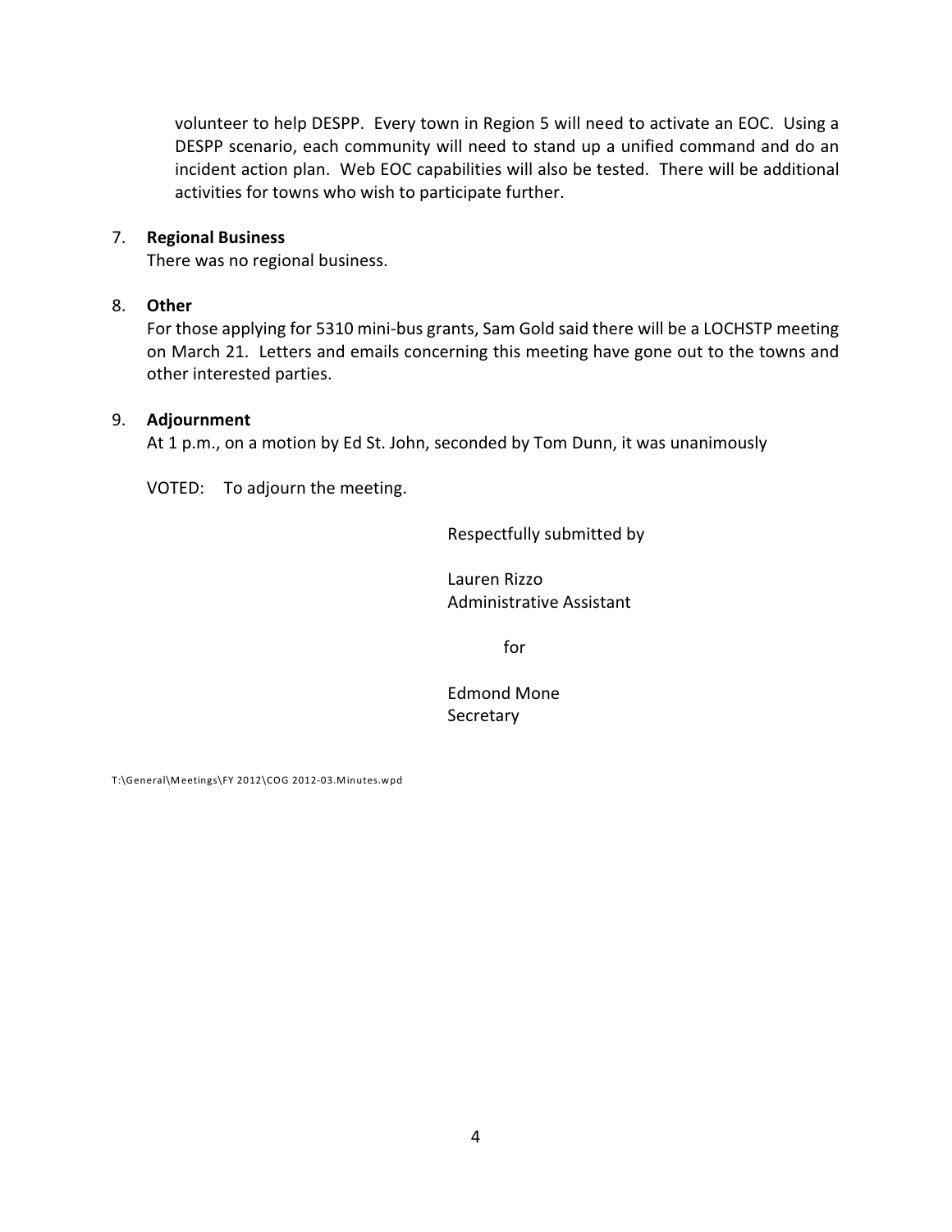volunteer to help DESPP. Every town in Region 5 will need to activate an EOC. Using a DESPP scenario, each community will need to stand up a unified command and do an incident action plan. Web EOC capabilities will also be tested. There will be additional activities for towns who wish to participate further.

7. **Regional Business**

   There was no regional business.

8. **Other**

   For those applying for 5310 mini-bus grants, Sam Gold said there will be a LOCHSTP meeting on March 21. Letters and emails concerning this meeting have gone out to the towns and other interested parties.

9. **Adjournment**

   At 1 p.m., on a motion by Ed St. John, seconded by Tom Dunn, it was unanimously

   VOTED: To adjourn the meeting.

Respectfully submitted by

Lauren Rizzo
Administrative Assistant

for

Edmond Mone
Secretary

T:\General\Meetings\FY 2012\COG 2012-03.Minutes.wpd